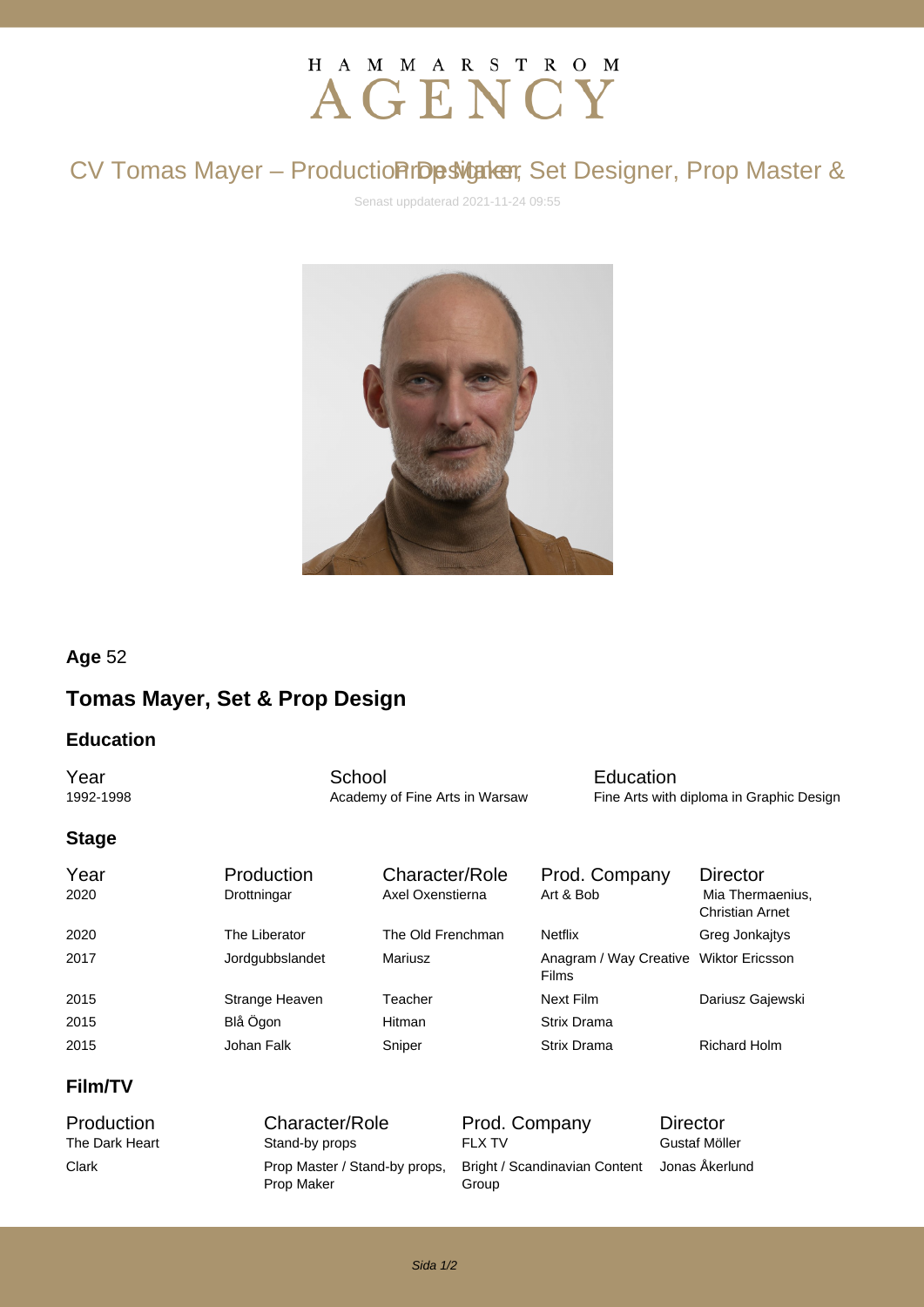# HAMMARSTROM AGENCY

## CV Tomas Mayer – Production Designer, Set Designer, Prop Master & Prop Maker

Senast uppdaterad 2021-11-24 09:55

**Age** 52

## Tomas Mayer, Set & Prop Design

### Education

| Year | School | Education |
| --- | --- | --- |
| 1992-1998 | Academy of Fine Arts in Warsaw | Fine Arts with diploma in Graphic Design |

### Stage

| Year | Production | Character/Role | Prod. Company | Director |
| --- | --- | --- | --- | --- |
| 2020 | Drottningar | Axel Oxenstierna | Art & Bob | Mia Thermaenius, Christian Arnet |
| 2020 | The Liberator | The Old Frenchman | Netflix | Greg Jonkajtys |
| 2017 | Jordgubbslandet | Mariusz | Anagram / Way Creative Films | Wiktor Ericsson |
| 2015 | Strange Heaven | Teacher | Next Film | Dariusz Gajewski |
| 2015 | Blå Ögon | Hitman | Strix Drama | |
| 2015 | Johan Falk | Sniper | Strix Drama | Richard Holm |

### Film/TV

| Production | Character/Role | Prod. Company | Director |
| --- | --- | --- | --- |
| The Dark Heart | Stand-by props | FLX TV | Gustaf Möller |
| Clark | Prop Master / Stand-by props, Prop Maker | Bright / Scandinavian Content Group | Jonas Åkerlund |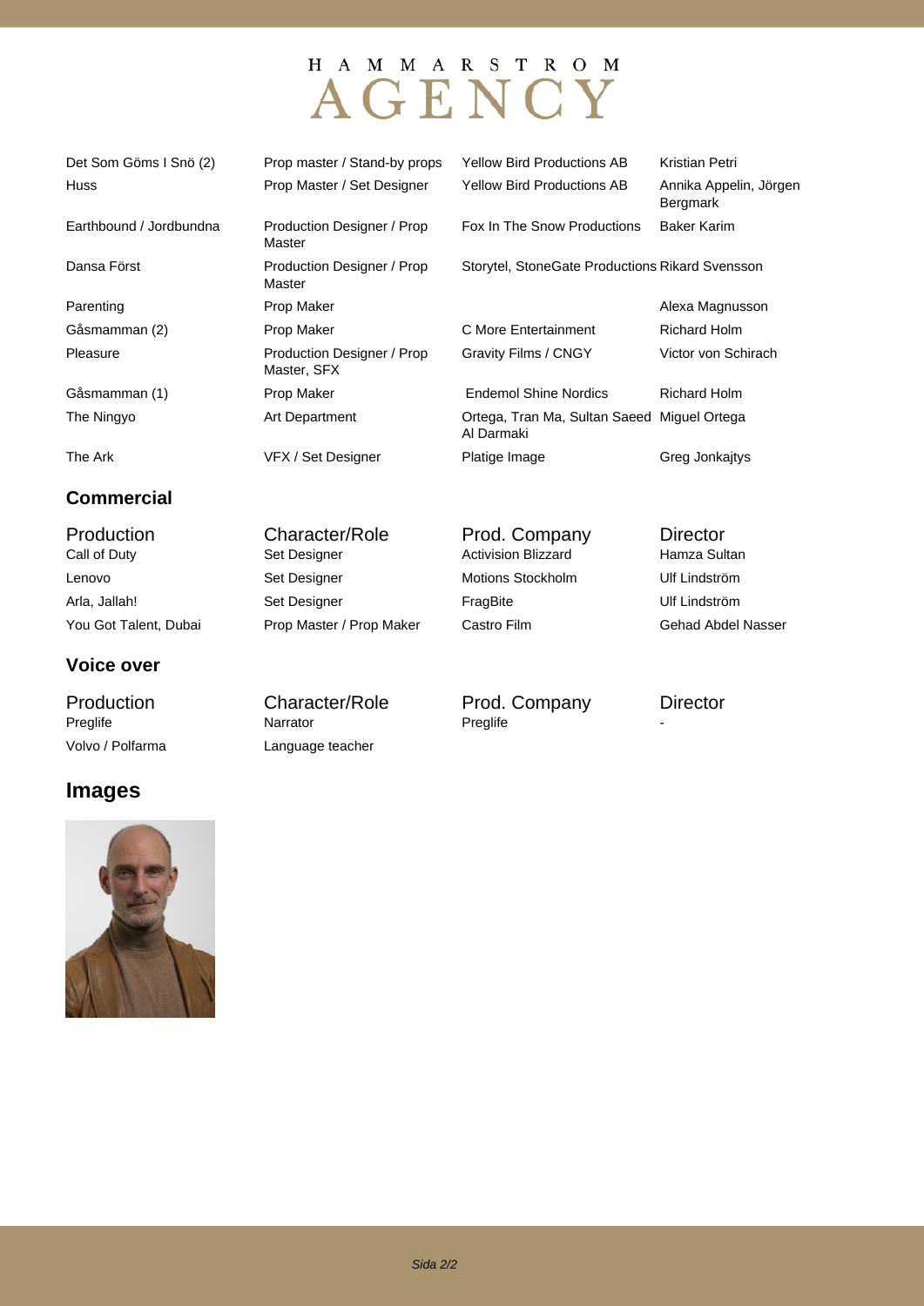# HAMMARSTROM AGENCY

| | | | |
|---|---|---|---|
| Det Som Göms I Snö (2) | Prop master / Stand-by props | Yellow Bird Productions AB | Kristian Petri |
| Huss | Prop Master / Set Designer | Yellow Bird Productions AB | Annika Appelin, Jörgen Bergmark |
| Earthbound / Jordbundna | Production Designer / Prop Master | Fox In The Snow Productions | Baker Karim |
| Dansa Först | Production Designer / Prop Master | Storytel, StoneGate Productions | Rikard Svensson |
| Parenting | Prop Maker | | Alexa Magnusson |
| Gåsmamman (2) | Prop Maker | C More Entertainment | Richard Holm |
| Pleasure | Production Designer / Prop Master, SFX | Gravity Films / CNGY | Victor von Schirach |
| Gåsmamman (1) | Prop Maker | Endemol Shine Nordics | Richard Holm |
| The Ningyo | Art Department | Ortega, Tran Ma, Sultan Saeed Al Darmaki | Miguel Ortega |
| The Ark | VFX / Set Designer | Platige Image | Greg Jonkajtys |

## Commercial

| Production | Character/Role | Prod. Company | Director |
|---|---|---|---|
| Call of Duty | Set Designer | Activision Blizzard | Hamza Sultan |
| Lenovo | Set Designer | Motions Stockholm | Ulf Lindström |
| Arla, Jallah! | Set Designer | FragBite | Ulf Lindström |
| You Got Talent, Dubai | Prop Master / Prop Maker | Castro Film | Gehad Abdel Nasser |

## Voice over

| Production | Character/Role | Prod. Company | Director |
|---|---|---|---|
| Preglife | Narrator | Preglife | - |
| Volvo / Polfarma | Language teacher | | |

## Images